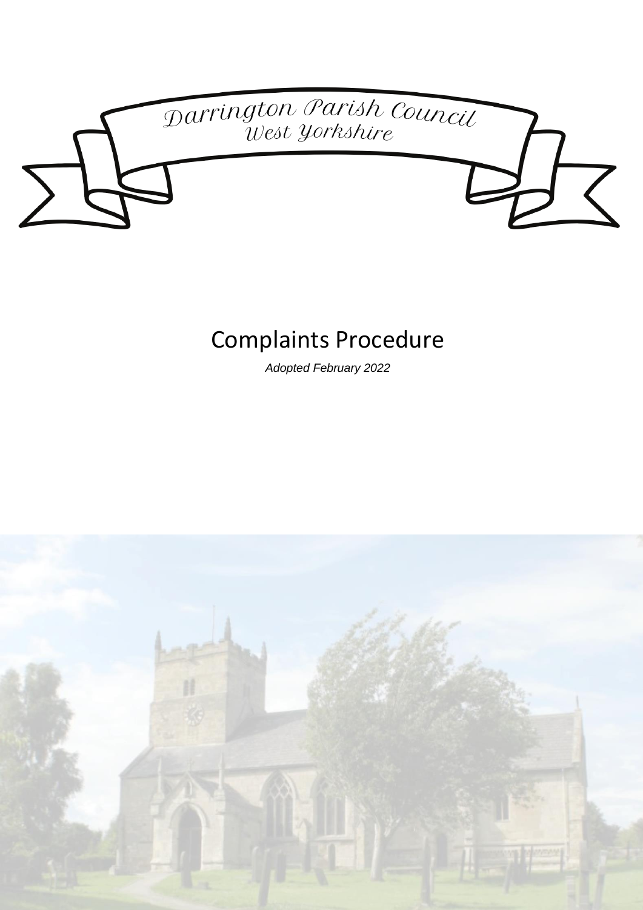Darrington Parish Council
West Yorkshire

# Complaints Procedure

*Adopted February 2022*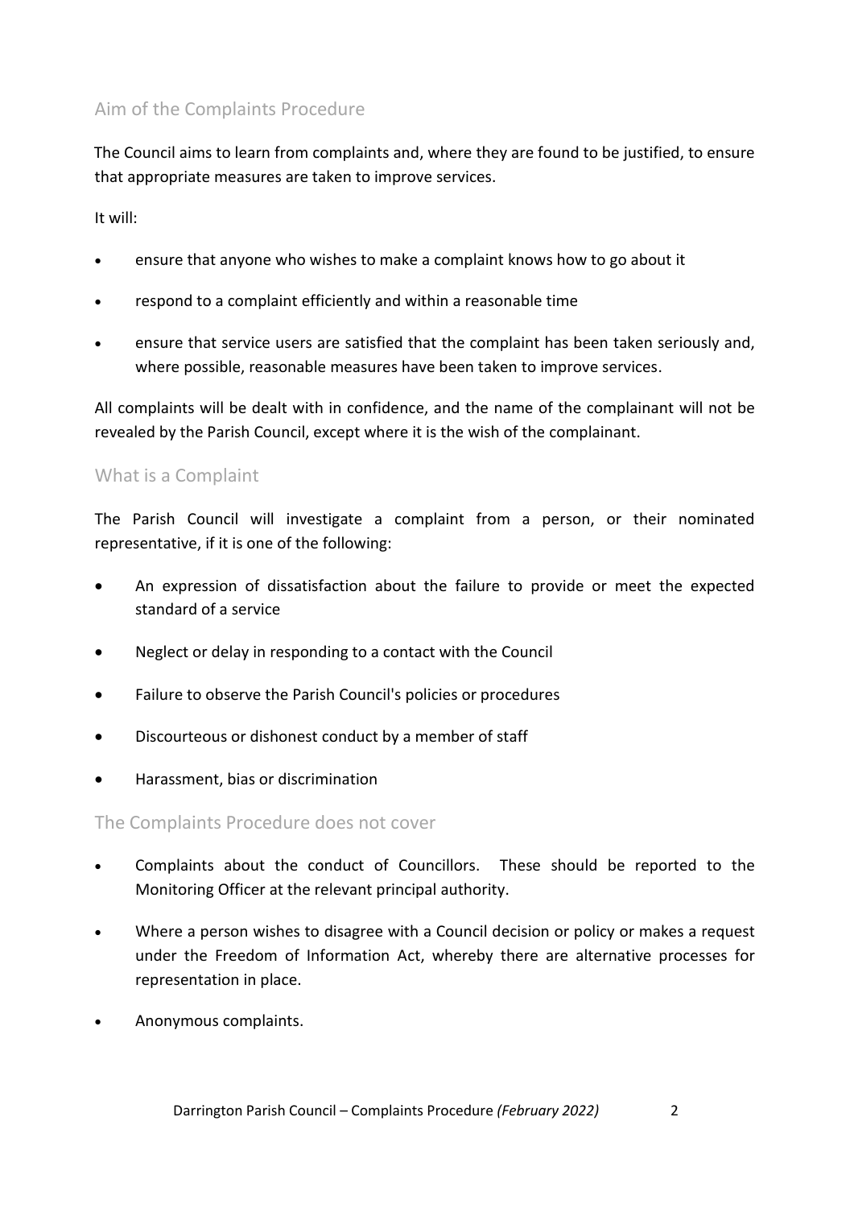## Aim of the Complaints Procedure

The Council aims to learn from complaints and, where they are found to be justified, to ensure that appropriate measures are taken to improve services.

It will:

- ensure that anyone who wishes to make a complaint knows how to go about it
- respond to a complaint efficiently and within a reasonable time
- ensure that service users are satisfied that the complaint has been taken seriously and, where possible, reasonable measures have been taken to improve services.

All complaints will be dealt with in confidence, and the name of the complainant will not be revealed by the Parish Council, except where it is the wish of the complainant.

## What is a Complaint

The Parish Council will investigate a complaint from a person, or their nominated representative, if it is one of the following:

- An expression of dissatisfaction about the failure to provide or meet the expected standard of a service
- Neglect or delay in responding to a contact with the Council
- Failure to observe the Parish Council's policies or procedures
- Discourteous or dishonest conduct by a member of staff
- Harassment, bias or discrimination

## The Complaints Procedure does not cover

- Complaints about the conduct of Councillors. These should be reported to the Monitoring Officer at the relevant principal authority.
- Where a person wishes to disagree with a Council decision or policy or makes a request under the Freedom of Information Act, whereby there are alternative processes for representation in place.
- Anonymous complaints.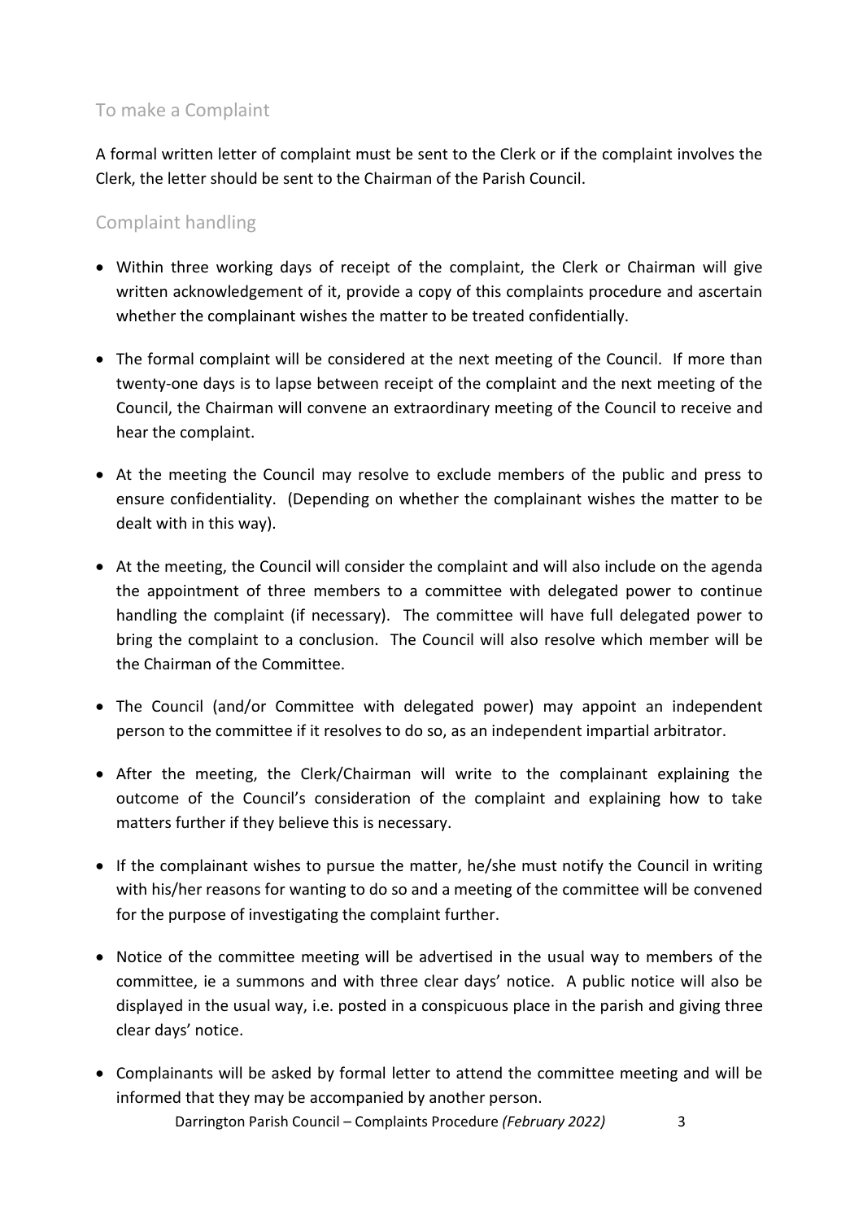## To make a Complaint

A formal written letter of complaint must be sent to the Clerk or if the complaint involves the Clerk, the letter should be sent to the Chairman of the Parish Council.

## Complaint handling

- Within three working days of receipt of the complaint, the Clerk or Chairman will give written acknowledgement of it, provide a copy of this complaints procedure and ascertain whether the complainant wishes the matter to be treated confidentially.
- The formal complaint will be considered at the next meeting of the Council. If more than twenty-one days is to lapse between receipt of the complaint and the next meeting of the Council, the Chairman will convene an extraordinary meeting of the Council to receive and hear the complaint.
- At the meeting the Council may resolve to exclude members of the public and press to ensure confidentiality. (Depending on whether the complainant wishes the matter to be dealt with in this way).
- At the meeting, the Council will consider the complaint and will also include on the agenda the appointment of three members to a committee with delegated power to continue handling the complaint (if necessary). The committee will have full delegated power to bring the complaint to a conclusion. The Council will also resolve which member will be the Chairman of the Committee.
- The Council (and/or Committee with delegated power) may appoint an independent person to the committee if it resolves to do so, as an independent impartial arbitrator.
- After the meeting, the Clerk/Chairman will write to the complainant explaining the outcome of the Council's consideration of the complaint and explaining how to take matters further if they believe this is necessary.
- If the complainant wishes to pursue the matter, he/she must notify the Council in writing with his/her reasons for wanting to do so and a meeting of the committee will be convened for the purpose of investigating the complaint further.
- Notice of the committee meeting will be advertised in the usual way to members of the committee, ie a summons and with three clear days' notice. A public notice will also be displayed in the usual way, i.e. posted in a conspicuous place in the parish and giving three clear days' notice.
- Complainants will be asked by formal letter to attend the committee meeting and will be informed that they may be accompanied by another person.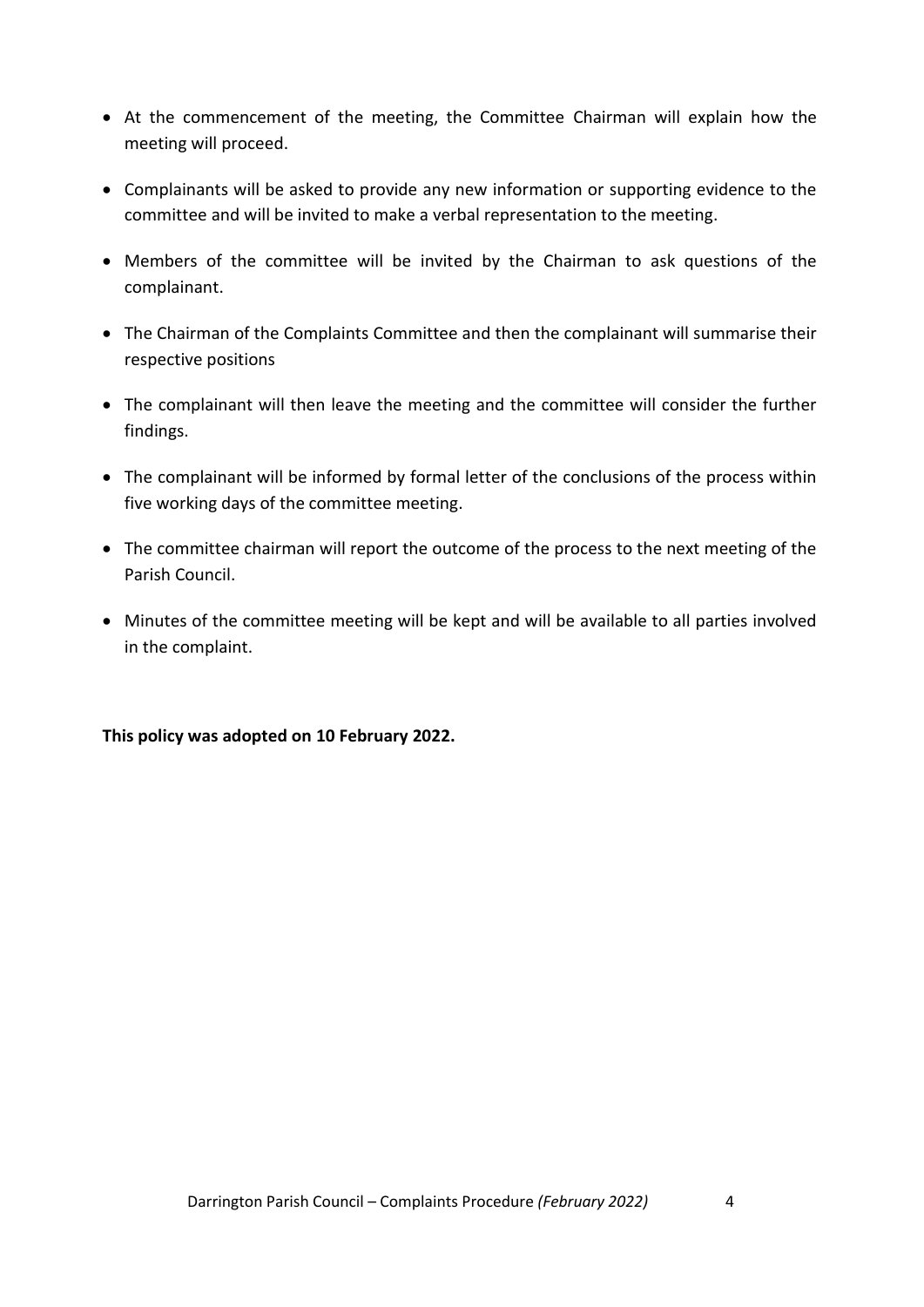- At the commencement of the meeting, the Committee Chairman will explain how the meeting will proceed.
- Complainants will be asked to provide any new information or supporting evidence to the committee and will be invited to make a verbal representation to the meeting.
- Members of the committee will be invited by the Chairman to ask questions of the complainant.
- The Chairman of the Complaints Committee and then the complainant will summarise their respective positions
- The complainant will then leave the meeting and the committee will consider the further findings.
- The complainant will be informed by formal letter of the conclusions of the process within five working days of the committee meeting.
- The committee chairman will report the outcome of the process to the next meeting of the Parish Council.
- Minutes of the committee meeting will be kept and will be available to all parties involved in the complaint.

**This policy was adopted on 10 February 2022.**